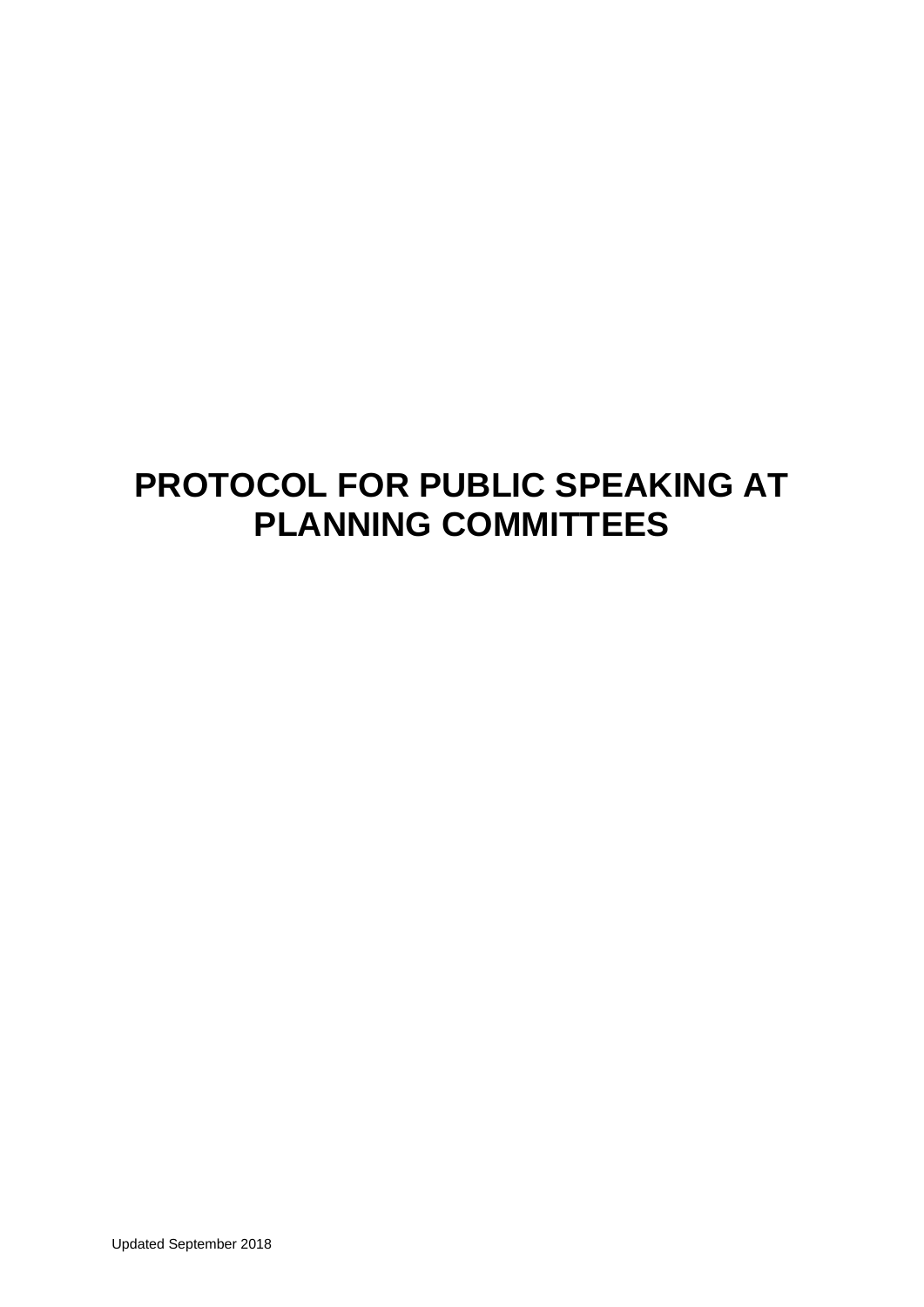# PROTOCOL FOR PUBLIC SPEAKING AT PLANNING COMMITTEES

Updated September 2018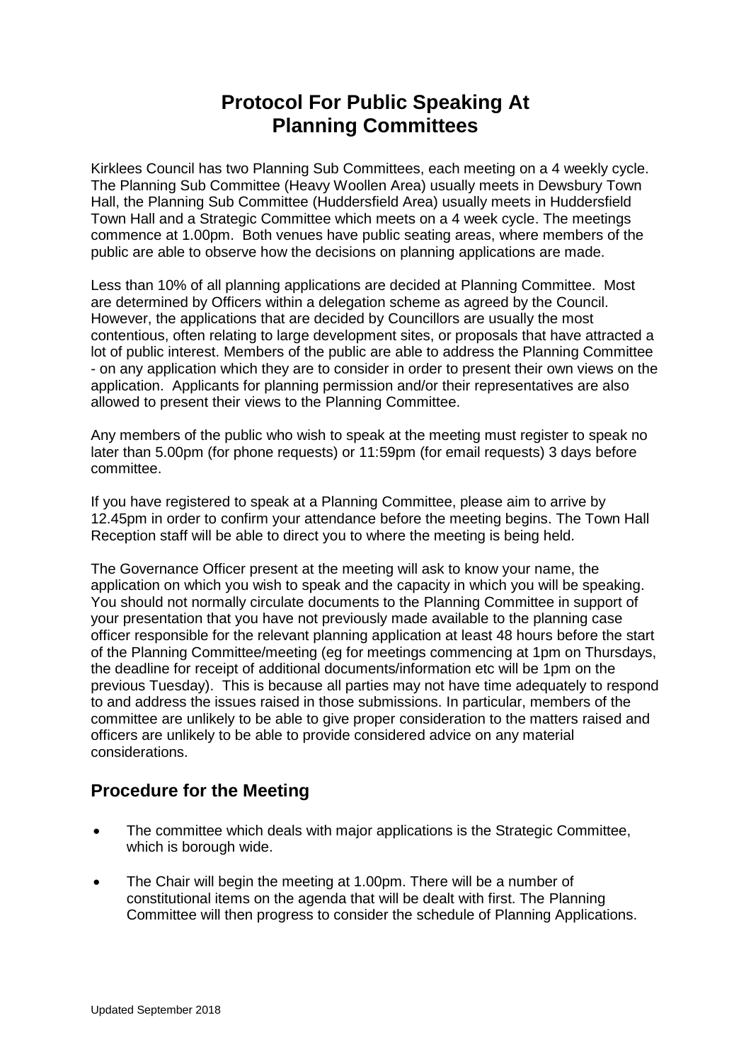# Protocol For Public Speaking At Planning Committees

Kirklees Council has two Planning Sub Committees, each meeting on a 4 weekly cycle. The Planning Sub Committee (Heavy Woollen Area) usually meets in Dewsbury Town Hall, the Planning Sub Committee (Huddersfield Area) usually meets in Huddersfield Town Hall and a Strategic Committee which meets on a 4 week cycle. The meetings commence at 1.00pm. Both venues have public seating areas, where members of the public are able to observe how the decisions on planning applications are made.

Less than 10% of all planning applications are decided at Planning Committee. Most are determined by Officers within a delegation scheme as agreed by the Council. However, the applications that are decided by Councillors are usually the most contentious, often relating to large development sites, or proposals that have attracted a lot of public interest. Members of the public are able to address the Planning Committee - on any application which they are to consider in order to present their own views on the application. Applicants for planning permission and/or their representatives are also allowed to present their views to the Planning Committee.

Any members of the public who wish to speak at the meeting must register to speak no later than 5.00pm (for phone requests) or 11:59pm (for email requests) 3 days before committee.

If you have registered to speak at a Planning Committee, please aim to arrive by 12.45pm in order to confirm your attendance before the meeting begins. The Town Hall Reception staff will be able to direct you to where the meeting is being held.

The Governance Officer present at the meeting will ask to know your name, the application on which you wish to speak and the capacity in which you will be speaking. You should not normally circulate documents to the Planning Committee in support of your presentation that you have not previously made available to the planning case officer responsible for the relevant planning application at least 48 hours before the start of the Planning Committee/meeting (eg for meetings commencing at 1pm on Thursdays, the deadline for receipt of additional documents/information etc will be 1pm on the previous Tuesday). This is because all parties may not have time adequately to respond to and address the issues raised in those submissions. In particular, members of the committee are unlikely to be able to give proper consideration to the matters raised and officers are unlikely to be able to provide considered advice on any material considerations.

## Procedure for the Meeting

- The committee which deals with major applications is the Strategic Committee, which is borough wide.
- The Chair will begin the meeting at 1.00pm. There will be a number of constitutional items on the agenda that will be dealt with first. The Planning Committee will then progress to consider the schedule of Planning Applications.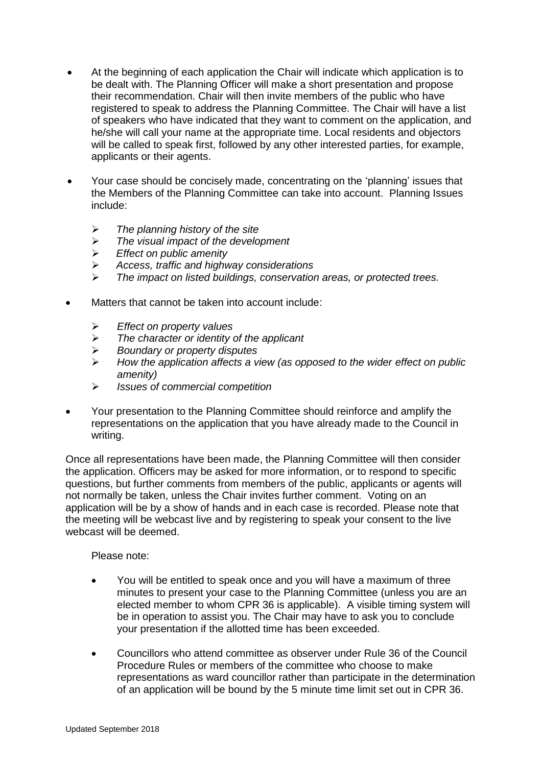- At the beginning of each application the Chair will indicate which application is to be dealt with. The Planning Officer will make a short presentation and propose their recommendation. Chair will then invite members of the public who have registered to speak to address the Planning Committee. The Chair will have a list of speakers who have indicated that they want to comment on the application, and he/she will call your name at the appropriate time. Local residents and objectors will be called to speak first, followed by any other interested parties, for example, applicants or their agents.

- Your case should be concisely made, concentrating on the 'planning' issues that the Members of the Planning Committee can take into account. Planning Issues include:

  - *The planning history of the site*
  - *The visual impact of the development*
  - *Effect on public amenity*
  - *Access, traffic and highway considerations*
  - *The impact on listed buildings, conservation areas, or protected trees.*

- Matters that cannot be taken into account include:

  - *Effect on property values*
  - *The character or identity of the applicant*
  - *Boundary or property disputes*
  - *How the application affects a view (as opposed to the wider effect on public amenity)*
  - *Issues of commercial competition*

- Your presentation to the Planning Committee should reinforce and amplify the representations on the application that you have already made to the Council in writing.

Once all representations have been made, the Planning Committee will then consider the application. Officers may be asked for more information, or to respond to specific questions, but further comments from members of the public, applicants or agents will not normally be taken, unless the Chair invites further comment. Voting on an application will be by a show of hands and in each case is recorded. Please note that the meeting will be webcast live and by registering to speak your consent to the live webcast will be deemed.

Please note:

- You will be entitled to speak once and you will have a maximum of three minutes to present your case to the Planning Committee (unless you are an elected member to whom CPR 36 is applicable). A visible timing system will be in operation to assist you. The Chair may have to ask you to conclude your presentation if the allotted time has been exceeded.

- Councillors who attend committee as observer under Rule 36 of the Council Procedure Rules or members of the committee who choose to make representations as ward councillor rather than participate in the determination of an application will be bound by the 5 minute time limit set out in CPR 36.

Updated September 2018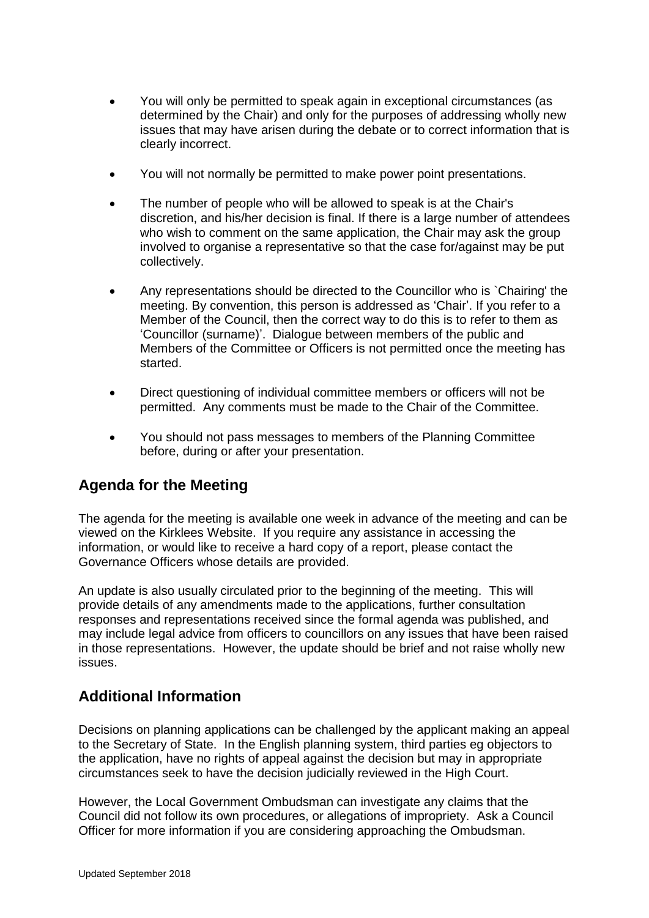- You will only be permitted to speak again in exceptional circumstances (as determined by the Chair) and only for the purposes of addressing wholly new issues that may have arisen during the debate or to correct information that is clearly incorrect.

- You will not normally be permitted to make power point presentations.

- The number of people who will be allowed to speak is at the Chair's discretion, and his/her decision is final. If there is a large number of attendees who wish to comment on the same application, the Chair may ask the group involved to organise a representative so that the case for/against may be put collectively.

- Any representations should be directed to the Councillor who is `Chairing' the meeting. By convention, this person is addressed as 'Chair'. If you refer to a Member of the Council, then the correct way to do this is to refer to them as 'Councillor (surname)'. Dialogue between members of the public and Members of the Committee or Officers is not permitted once the meeting has started.

- Direct questioning of individual committee members or officers will not be permitted. Any comments must be made to the Chair of the Committee.

- You should not pass messages to members of the Planning Committee before, during or after your presentation.

## Agenda for the Meeting

The agenda for the meeting is available one week in advance of the meeting and can be viewed on the Kirklees Website. If you require any assistance in accessing the information, or would like to receive a hard copy of a report, please contact the Governance Officers whose details are provided.

An update is also usually circulated prior to the beginning of the meeting. This will provide details of any amendments made to the applications, further consultation responses and representations received since the formal agenda was published, and may include legal advice from officers to councillors on any issues that have been raised in those representations. However, the update should be brief and not raise wholly new issues.

## Additional Information

Decisions on planning applications can be challenged by the applicant making an appeal to the Secretary of State. In the English planning system, third parties eg objectors to the application, have no rights of appeal against the decision but may in appropriate circumstances seek to have the decision judicially reviewed in the High Court.

However, the Local Government Ombudsman can investigate any claims that the Council did not follow its own procedures, or allegations of impropriety. Ask a Council Officer for more information if you are considering approaching the Ombudsman.

Updated September 2018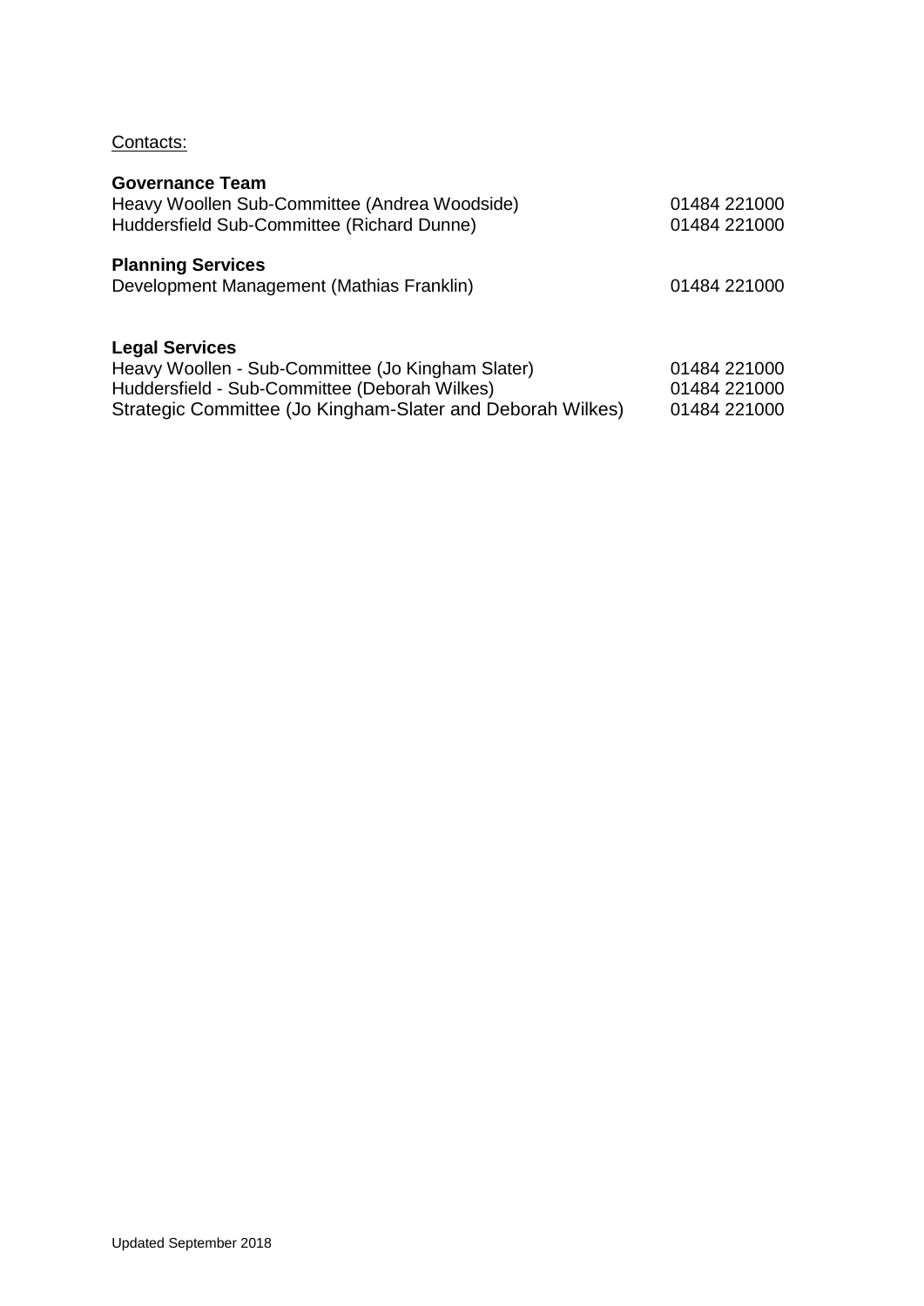Contacts:

**Governance Team**

| | |
|---|---|
| Heavy Woollen Sub-Committee (Andrea Woodside) | 01484 221000 |
| Huddersfield Sub-Committee (Richard Dunne) | 01484 221000 |

**Planning Services**

| | |
|---|---|
| Development Management (Mathias Franklin) | 01484 221000 |

**Legal Services**

| | |
|---|---|
| Heavy Woollen - Sub-Committee (Jo Kingham Slater) | 01484 221000 |
| Huddersfield - Sub-Committee (Deborah Wilkes) | 01484 221000 |
| Strategic Committee (Jo Kingham-Slater and Deborah Wilkes) | 01484 221000 |

Updated September 2018